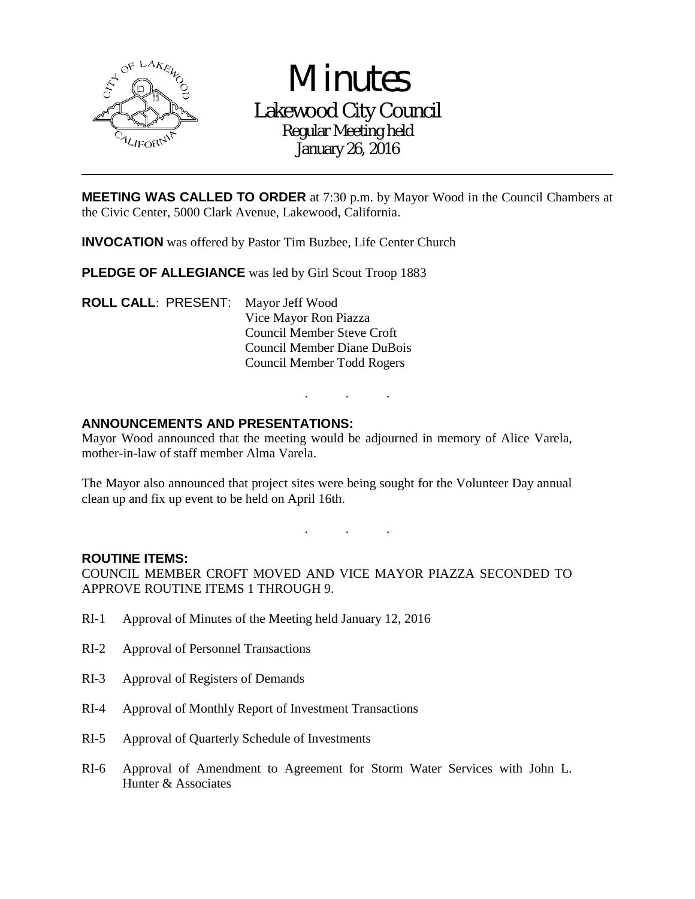# Minutes

## Lakewood City Council

### Regular Meeting held
### January 26, 2016

**MEETING WAS CALLED TO ORDER** at 7:30 p.m. by Mayor Wood in the Council Chambers at the Civic Center, 5000 Clark Avenue, Lakewood, California.

**INVOCATION** was offered by Pastor Tim Buzbee, Life Center Church

**PLEDGE OF ALLEGIANCE** was led by Girl Scout Troop 1883

**ROLL CALL**: PRESENT: Mayor Jeff Wood
Vice Mayor Ron Piazza
Council Member Steve Croft
Council Member Diane DuBois
Council Member Todd Rogers

. . .

**ANNOUNCEMENTS AND PRESENTATIONS:**

Mayor Wood announced that the meeting would be adjourned in memory of Alice Varela, mother-in-law of staff member Alma Varela.

The Mayor also announced that project sites were being sought for the Volunteer Day annual clean up and fix up event to be held on April 16th.

. . .

**ROUTINE ITEMS:**

COUNCIL MEMBER CROFT MOVED AND VICE MAYOR PIAZZA SECONDED TO APPROVE ROUTINE ITEMS 1 THROUGH 9.

RI-1 Approval of Minutes of the Meeting held January 12, 2016

RI-2 Approval of Personnel Transactions

RI-3 Approval of Registers of Demands

RI-4 Approval of Monthly Report of Investment Transactions

RI-5 Approval of Quarterly Schedule of Investments

RI-6 Approval of Amendment to Agreement for Storm Water Services with John L. Hunter & Associates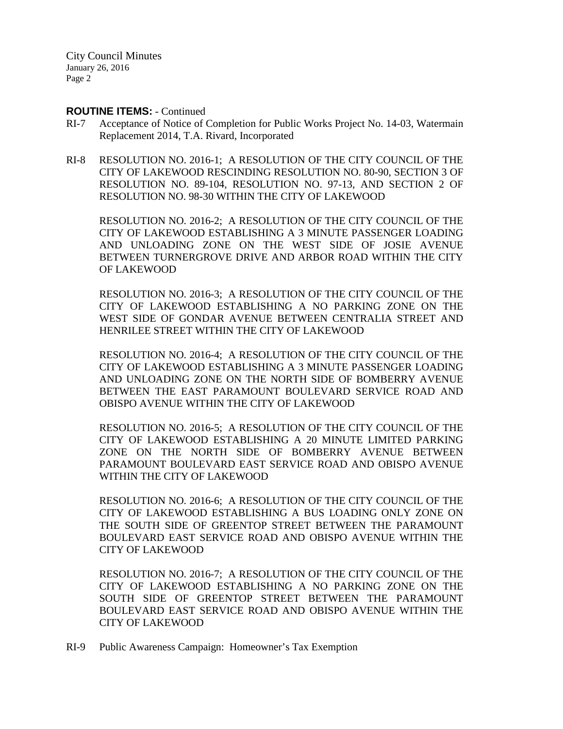**ROUTINE ITEMS:** - Continued

RI-7 Acceptance of Notice of Completion for Public Works Project No. 14-03, Watermain Replacement 2014, T.A. Rivard, Incorporated

RI-8 RESOLUTION NO. 2016-1; A RESOLUTION OF THE CITY COUNCIL OF THE CITY OF LAKEWOOD RESCINDING RESOLUTION NO. 80-90, SECTION 3 OF RESOLUTION NO. 89-104, RESOLUTION NO. 97-13, AND SECTION 2 OF RESOLUTION NO. 98-30 WITHIN THE CITY OF LAKEWOOD

RESOLUTION NO. 2016-2; A RESOLUTION OF THE CITY COUNCIL OF THE CITY OF LAKEWOOD ESTABLISHING A 3 MINUTE PASSENGER LOADING AND UNLOADING ZONE ON THE WEST SIDE OF JOSIE AVENUE BETWEEN TURNERGROVE DRIVE AND ARBOR ROAD WITHIN THE CITY OF LAKEWOOD

RESOLUTION NO. 2016-3; A RESOLUTION OF THE CITY COUNCIL OF THE CITY OF LAKEWOOD ESTABLISHING A NO PARKING ZONE ON THE WEST SIDE OF GONDAR AVENUE BETWEEN CENTRALIA STREET AND HENRILEE STREET WITHIN THE CITY OF LAKEWOOD

RESOLUTION NO. 2016-4; A RESOLUTION OF THE CITY COUNCIL OF THE CITY OF LAKEWOOD ESTABLISHING A 3 MINUTE PASSENGER LOADING AND UNLOADING ZONE ON THE NORTH SIDE OF BOMBERRY AVENUE BETWEEN THE EAST PARAMOUNT BOULEVARD SERVICE ROAD AND OBISPO AVENUE WITHIN THE CITY OF LAKEWOOD

RESOLUTION NO. 2016-5; A RESOLUTION OF THE CITY COUNCIL OF THE CITY OF LAKEWOOD ESTABLISHING A 20 MINUTE LIMITED PARKING ZONE ON THE NORTH SIDE OF BOMBERRY AVENUE BETWEEN PARAMOUNT BOULEVARD EAST SERVICE ROAD AND OBISPO AVENUE WITHIN THE CITY OF LAKEWOOD

RESOLUTION NO. 2016-6; A RESOLUTION OF THE CITY COUNCIL OF THE CITY OF LAKEWOOD ESTABLISHING A BUS LOADING ONLY ZONE ON THE SOUTH SIDE OF GREENTOP STREET BETWEEN THE PARAMOUNT BOULEVARD EAST SERVICE ROAD AND OBISPO AVENUE WITHIN THE CITY OF LAKEWOOD

RESOLUTION NO. 2016-7; A RESOLUTION OF THE CITY COUNCIL OF THE CITY OF LAKEWOOD ESTABLISHING A NO PARKING ZONE ON THE SOUTH SIDE OF GREENTOP STREET BETWEEN THE PARAMOUNT BOULEVARD EAST SERVICE ROAD AND OBISPO AVENUE WITHIN THE CITY OF LAKEWOOD

RI-9 Public Awareness Campaign: Homeowner's Tax Exemption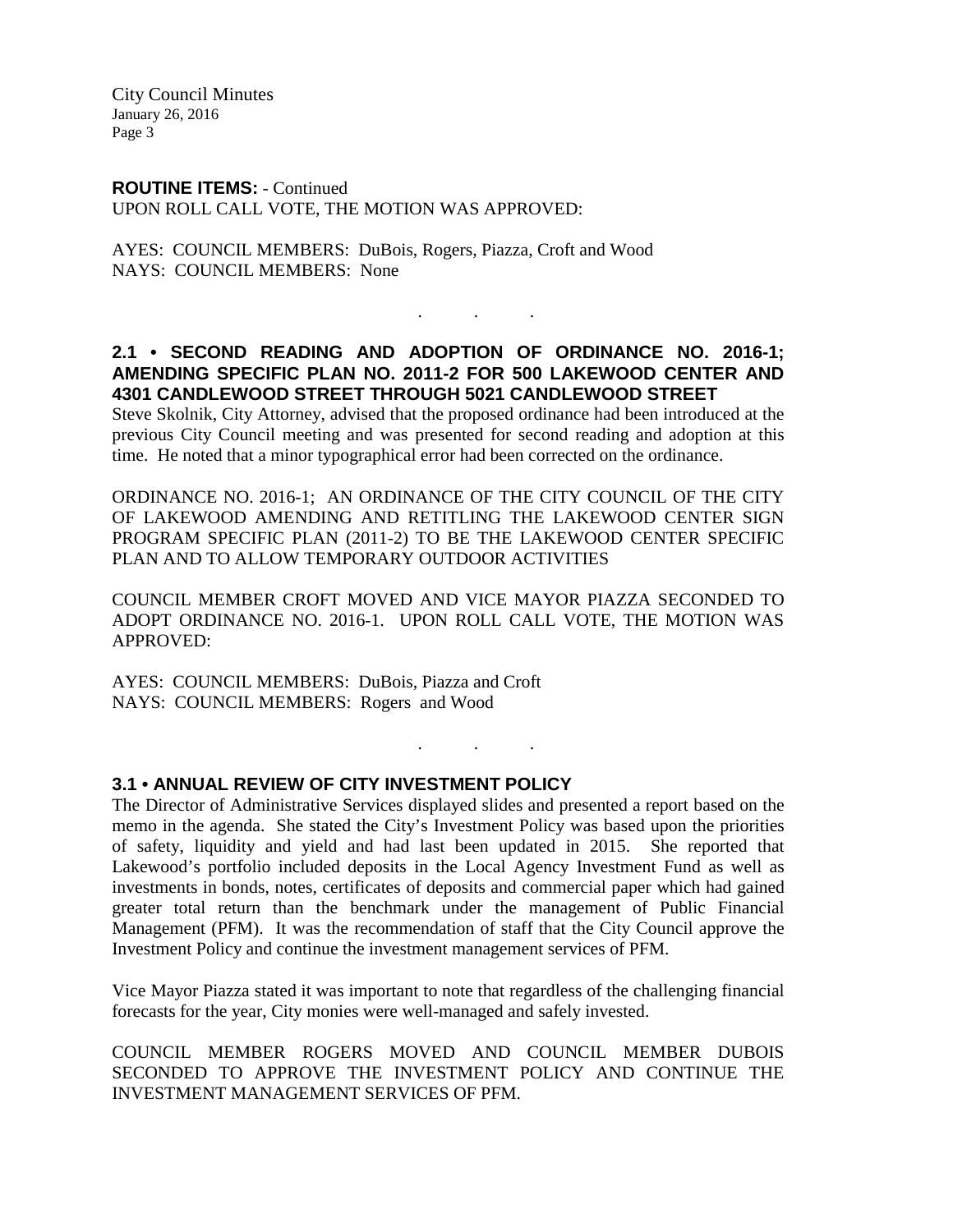**ROUTINE ITEMS:** - Continued

UPON ROLL CALL VOTE, THE MOTION WAS APPROVED:

AYES: COUNCIL MEMBERS: DuBois, Rogers, Piazza, Croft and Wood
NAYS: COUNCIL MEMBERS: None

. . .

## 2.1 • SECOND READING AND ADOPTION OF ORDINANCE NO. 2016-1; AMENDING SPECIFIC PLAN NO. 2011-2 FOR 500 LAKEWOOD CENTER AND 4301 CANDLEWOOD STREET THROUGH 5021 CANDLEWOOD STREET

Steve Skolnik, City Attorney, advised that the proposed ordinance had been introduced at the previous City Council meeting and was presented for second reading and adoption at this time. He noted that a minor typographical error had been corrected on the ordinance.

ORDINANCE NO. 2016-1; AN ORDINANCE OF THE CITY COUNCIL OF THE CITY OF LAKEWOOD AMENDING AND RETITLING THE LAKEWOOD CENTER SIGN PROGRAM SPECIFIC PLAN (2011-2) TO BE THE LAKEWOOD CENTER SPECIFIC PLAN AND TO ALLOW TEMPORARY OUTDOOR ACTIVITIES

COUNCIL MEMBER CROFT MOVED AND VICE MAYOR PIAZZA SECONDED TO ADOPT ORDINANCE NO. 2016-1. UPON ROLL CALL VOTE, THE MOTION WAS APPROVED:

AYES: COUNCIL MEMBERS: DuBois, Piazza and Croft
NAYS: COUNCIL MEMBERS: Rogers and Wood

. . .

## 3.1 • ANNUAL REVIEW OF CITY INVESTMENT POLICY

The Director of Administrative Services displayed slides and presented a report based on the memo in the agenda. She stated the City's Investment Policy was based upon the priorities of safety, liquidity and yield and had last been updated in 2015. She reported that Lakewood's portfolio included deposits in the Local Agency Investment Fund as well as investments in bonds, notes, certificates of deposits and commercial paper which had gained greater total return than the benchmark under the management of Public Financial Management (PFM). It was the recommendation of staff that the City Council approve the Investment Policy and continue the investment management services of PFM.

Vice Mayor Piazza stated it was important to note that regardless of the challenging financial forecasts for the year, City monies were well-managed and safely invested.

COUNCIL MEMBER ROGERS MOVED AND COUNCIL MEMBER DUBOIS SECONDED TO APPROVE THE INVESTMENT POLICY AND CONTINUE THE INVESTMENT MANAGEMENT SERVICES OF PFM.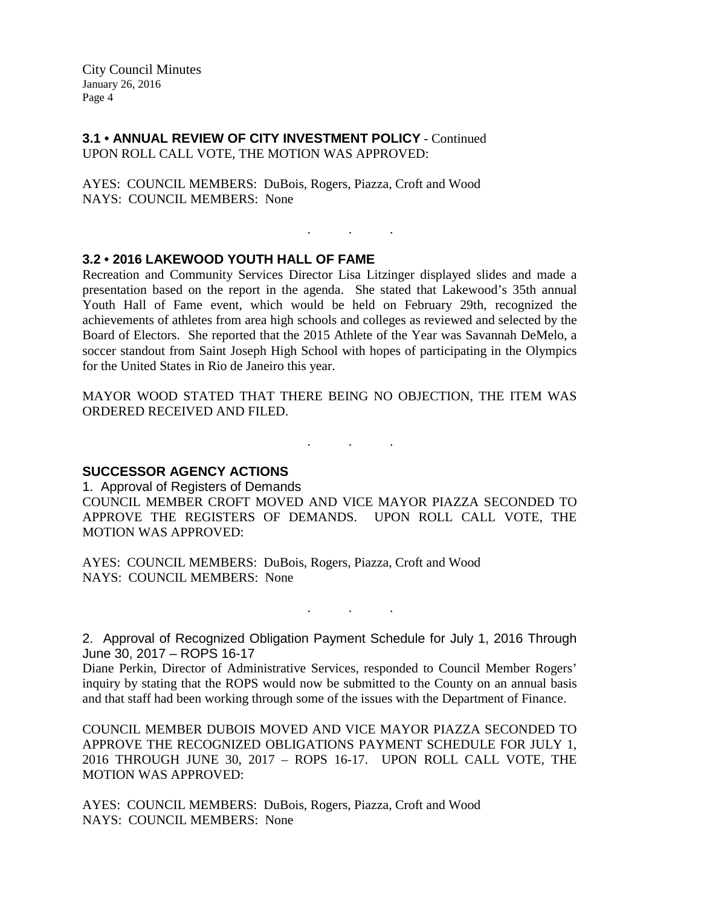### 3.1 • ANNUAL REVIEW OF CITY INVESTMENT POLICY - Continued

UPON ROLL CALL VOTE, THE MOTION WAS APPROVED:

AYES: COUNCIL MEMBERS: DuBois, Rogers, Piazza, Croft and Wood
NAYS: COUNCIL MEMBERS: None

. . .

### 3.2 • 2016 LAKEWOOD YOUTH HALL OF FAME

Recreation and Community Services Director Lisa Litzinger displayed slides and made a presentation based on the report in the agenda. She stated that Lakewood's 35th annual Youth Hall of Fame event, which would be held on February 29th, recognized the achievements of athletes from area high schools and colleges as reviewed and selected by the Board of Electors. She reported that the 2015 Athlete of the Year was Savannah DeMelo, a soccer standout from Saint Joseph High School with hopes of participating in the Olympics for the United States in Rio de Janeiro this year.

MAYOR WOOD STATED THAT THERE BEING NO OBJECTION, THE ITEM WAS ORDERED RECEIVED AND FILED.

. . .

### SUCCESSOR AGENCY ACTIONS

1. Approval of Registers of Demands

COUNCIL MEMBER CROFT MOVED AND VICE MAYOR PIAZZA SECONDED TO APPROVE THE REGISTERS OF DEMANDS. UPON ROLL CALL VOTE, THE MOTION WAS APPROVED:

AYES: COUNCIL MEMBERS: DuBois, Rogers, Piazza, Croft and Wood
NAYS: COUNCIL MEMBERS: None

. . .

2. Approval of Recognized Obligation Payment Schedule for July 1, 2016 Through June 30, 2017 – ROPS 16-17

Diane Perkin, Director of Administrative Services, responded to Council Member Rogers' inquiry by stating that the ROPS would now be submitted to the County on an annual basis and that staff had been working through some of the issues with the Department of Finance.

COUNCIL MEMBER DUBOIS MOVED AND VICE MAYOR PIAZZA SECONDED TO APPROVE THE RECOGNIZED OBLIGATIONS PAYMENT SCHEDULE FOR JULY 1, 2016 THROUGH JUNE 30, 2017 – ROPS 16-17. UPON ROLL CALL VOTE, THE MOTION WAS APPROVED:

AYES: COUNCIL MEMBERS: DuBois, Rogers, Piazza, Croft and Wood
NAYS: COUNCIL MEMBERS: None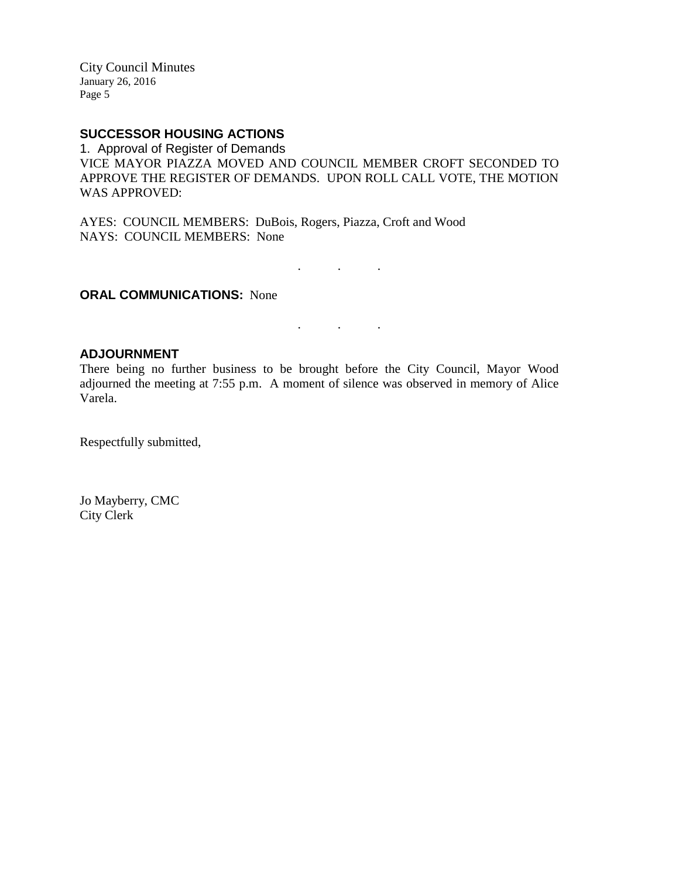## SUCCESSOR HOUSING ACTIONS

1. Approval of Register of Demands

VICE MAYOR PIAZZA MOVED AND COUNCIL MEMBER CROFT SECONDED TO APPROVE THE REGISTER OF DEMANDS. UPON ROLL CALL VOTE, THE MOTION WAS APPROVED:

AYES: COUNCIL MEMBERS: DuBois, Rogers, Piazza, Croft and Wood
NAYS: COUNCIL MEMBERS: None

. . .

**ORAL COMMUNICATIONS:** None

. . .

## ADJOURNMENT

There being no further business to be brought before the City Council, Mayor Wood adjourned the meeting at 7:55 p.m. A moment of silence was observed in memory of Alice Varela.

Respectfully submitted,

Jo Mayberry, CMC
City Clerk